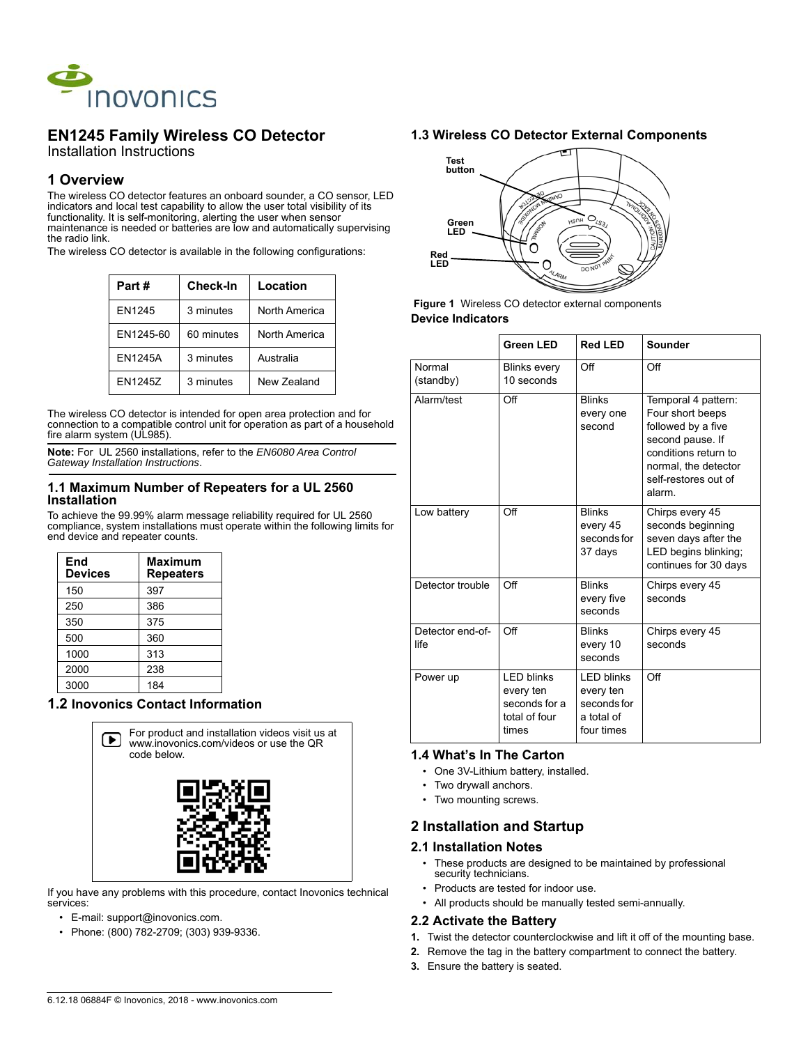# EN1245 Family Wireless CO Detector

Installation Instructions

## 1 Overview

The wireless CO detector features an onboard sounder, a CO sensor, LED indicators and local test capability to allow the user total visibility of its functionality. It is self-monitoring, alerting the user when sensor maintenance is needed or batteries are low and automatically supervising the radio link.

The wireless CO detector is available in the following configurations:

| Part # | Check-In | Location |
|---|---|---|
| EN1245 | 3 minutes | North America |
| EN1245-60 | 60 minutes | North America |
| EN1245A | 3 minutes | Australia |
| EN1245Z | 3 minutes | New Zealand |

The wireless CO detector is intended for open area protection and for connection to a compatible control unit for operation as part of a household fire alarm system (UL985).

**Note:** For UL 2560 installations, refer to the *EN6080 Area Control Gateway Installation Instructions*.

### 1.1 Maximum Number of Repeaters for a UL 2560 Installation

To achieve the 99.99% alarm message reliability required for UL 2560 compliance, system installations must operate within the following limits for end device and repeater counts.

| End Devices | Maximum Repeaters |
|---|---|
| 150 | 397 |
| 250 | 386 |
| 350 | 375 |
| 500 | 360 |
| 1000 | 313 |
| 2000 | 238 |
| 3000 | 184 |

### 1.2 Inovonics Contact Information

For product and installation videos visit us at www.inovonics.com/videos or use the QR code below.

If you have any problems with this procedure, contact Inovonics technical services:

- E-mail: support@inovonics.com.
- Phone: (800) 782-2709; (303) 939-9336.

### 1.3 Wireless CO Detector External Components

Test button

Green LED

Red LED

**Figure 1** Wireless CO detector external components

**Device Indicators**

| | Green LED | Red LED | Sounder |
|---|---|---|---|
| Normal (standby) | Blinks every 10 seconds | Off | Off |
| Alarm/test | Off | Blinks every one second | Temporal 4 pattern: Four short beeps followed by a five second pause. If conditions return to normal, the detector self-restores out of alarm. |
| Low battery | Off | Blinks every 45 seconds for 37 days | Chirps every 45 seconds beginning seven days after the LED begins blinking; continues for 30 days |
| Detector trouble | Off | Blinks every five seconds | Chirps every 45 seconds |
| Detector end-of-life | Off | Blinks every 10 seconds | Chirps every 45 seconds |
| Power up | LED blinks every ten seconds for a total of four times | LED blinks every ten seconds for a total of four times | Off |

### 1.4 What's In The Carton

- One 3V-Lithium battery, installed.
- Two drywall anchors.
- Two mounting screws.

## 2 Installation and Startup

### 2.1 Installation Notes

- These products are designed to be maintained by professional security technicians.
- Products are tested for indoor use.
- All products should be manually tested semi-annually.

### 2.2 Activate the Battery

1. Twist the detector counterclockwise and lift it off of the mounting base.
2. Remove the tag in the battery compartment to connect the battery.
3. Ensure the battery is seated.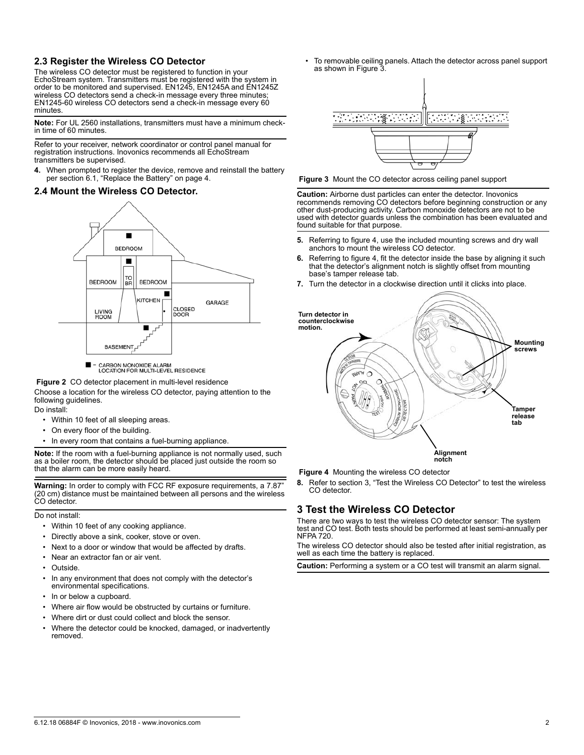## 2.3 Register the Wireless CO Detector

The wireless CO detector must be registered to function in your EchoStream system. Transmitters must be registered with the system in order to be monitored and supervised. EN1245, EN1245A and EN1245Z wireless CO detectors send a check-in message every three minutes; EN1245-60 wireless CO detectors send a check-in message every 60 minutes.

**Note:** For UL 2560 installations, transmitters must have a minimum check-in time of 60 minutes.

Refer to your receiver, network coordinator or control panel manual for registration instructions. Inovonics recommends all EchoStream transmitters be supervised.

4. When prompted to register the device, remove and reinstall the battery per section 6.1, "Replace the Battery" on page 4.

## 2.4 Mount the Wireless CO Detector.

■ - CARBON MONOXIDE ALARM LOCATION FOR MULTI-LEVEL RESIDENCE

**Figure 2** CO detector placement in multi-level residence

Choose a location for the wireless CO detector, paying attention to the following guidelines.

Do install:

- Within 10 feet of all sleeping areas.
- On every floor of the building.
- In every room that contains a fuel-burning appliance.

**Note:** If the room with a fuel-burning appliance is not normally used, such as a boiler room, the detector should be placed just outside the room so that the alarm can be more easily heard.

**Warning:** In order to comply with FCC RF exposure requirements, a 7.87" (20 cm) distance must be maintained between all persons and the wireless CO detector.

Do not install:

- Within 10 feet of any cooking appliance.
- Directly above a sink, cooker, stove or oven.
- Next to a door or window that would be affected by drafts.
- Near an extractor fan or air vent.
- Outside.
- In any environment that does not comply with the detector's environmental specifications.
- In or below a cupboard.
- Where air flow would be obstructed by curtains or furniture.
- Where dirt or dust could collect and block the sensor.
- Where the detector could be knocked, damaged, or inadvertently removed.
- To removable ceiling panels. Attach the detector across panel support as shown in Figure 3.

**Figure 3** Mount the CO detector across ceiling panel support

**Caution:** Airborne dust particles can enter the detector. Inovonics recommends removing CO detectors before beginning construction or any other dust-producing activity. Carbon monoxide detectors are not to be used with detector guards unless the combination has been evaluated and found suitable for that purpose.

5. Referring to figure 4, use the included mounting screws and dry wall anchors to mount the wireless CO detector.
6. Referring to figure 4, fit the detector inside the base by aligning it such that the detector's alignment notch is slightly offset from mounting base's tamper release tab.
7. Turn the detector in a clockwise direction until it clicks into place.

**Figure 4** Mounting the wireless CO detector

8. Refer to section 3, "Test the Wireless CO Detector" to test the wireless CO detector.

# 3 Test the Wireless CO Detector

There are two ways to test the wireless CO detector sensor: The system test and CO test. Both tests should be performed at least semi-annually per NFPA 720.

The wireless CO detector should also be tested after initial registration, as well as each time the battery is replaced.

**Caution:** Performing a system or a CO test will transmit an alarm signal.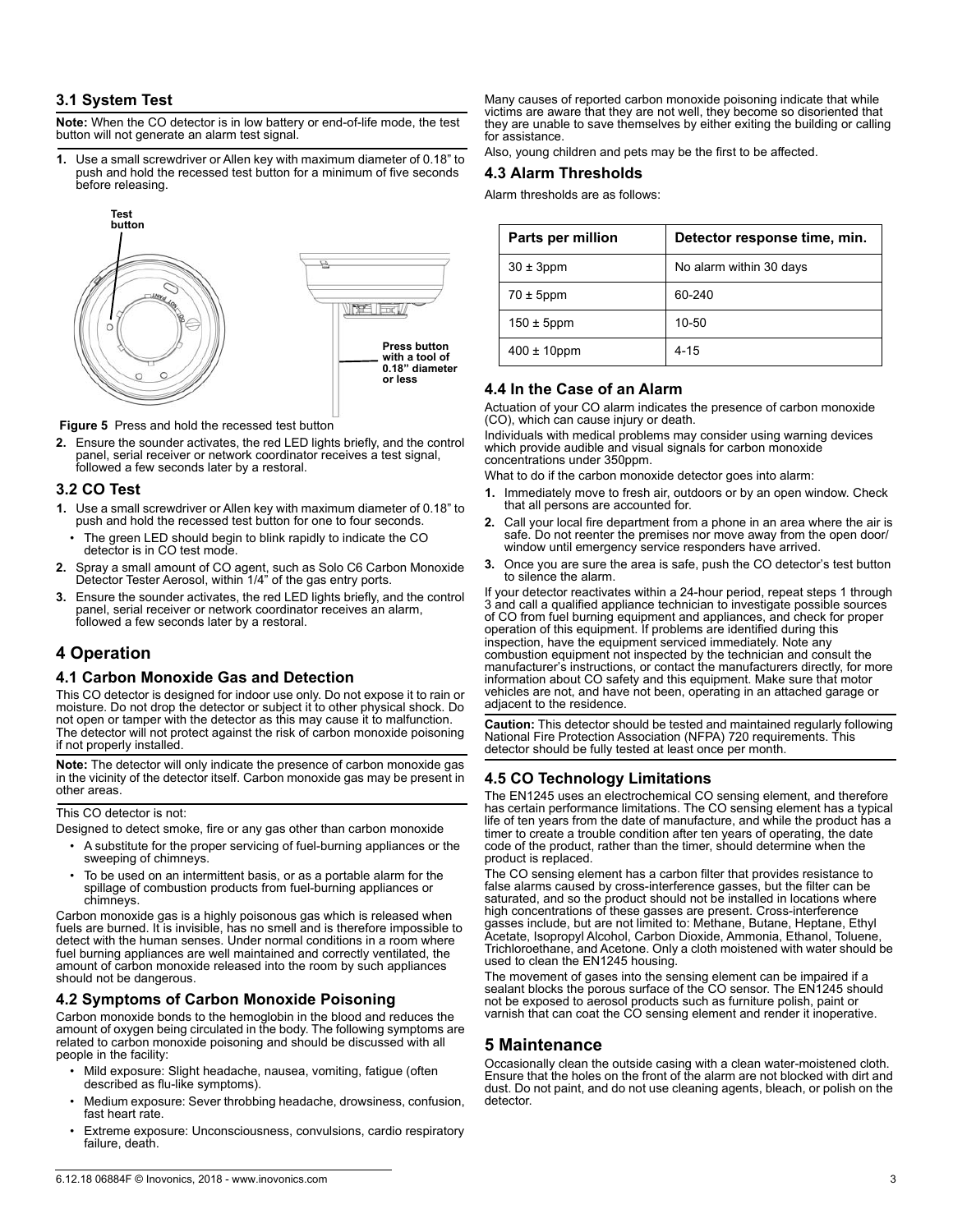### 3.1 System Test

**Note:** When the CO detector is in low battery or end-of-life mode, the test button will not generate an alarm test signal.

1. Use a small screwdriver or Allen key with maximum diameter of 0.18" to push and hold the recessed test button for a minimum of five seconds before releasing.

Test button

Press button with a tool of 0.18" diameter or less

**Figure 5** Press and hold the recessed test button

2. Ensure the sounder activates, the red LED lights briefly, and the control panel, serial receiver or network coordinator receives a test signal, followed a few seconds later by a restoral.

### 3.2 CO Test

1. Use a small screwdriver or Allen key with maximum diameter of 0.18" to push and hold the recessed test button for one to four seconds.
   - The green LED should begin to blink rapidly to indicate the CO detector is in CO test mode.
2. Spray a small amount of CO agent, such as Solo C6 Carbon Monoxide Detector Tester Aerosol, within 1/4" of the gas entry ports.
3. Ensure the sounder activates, the red LED lights briefly, and the control panel, serial receiver or network coordinator receives an alarm, followed a few seconds later by a restoral.

## 4 Operation

### 4.1 Carbon Monoxide Gas and Detection

This CO detector is designed for indoor use only. Do not expose it to rain or moisture. Do not drop the detector or subject it to other physical shock. Do not open or tamper with the detector as this may cause it to malfunction. The detector will not protect against the risk of carbon monoxide poisoning if not properly installed.

**Note:** The detector will only indicate the presence of carbon monoxide gas in the vicinity of the detector itself. Carbon monoxide gas may be present in other areas.

This CO detector is not:

Designed to detect smoke, fire or any gas other than carbon monoxide

- A substitute for the proper servicing of fuel-burning appliances or the sweeping of chimneys.
- To be used on an intermittent basis, or as a portable alarm for the spillage of combustion products from fuel-burning appliances or chimneys.

Carbon monoxide gas is a highly poisonous gas which is released when fuels are burned. It is invisible, has no smell and is therefore impossible to detect with the human senses. Under normal conditions in a room where fuel burning appliances are well maintained and correctly ventilated, the amount of carbon monoxide released into the room by such appliances should not be dangerous.

### 4.2 Symptoms of Carbon Monoxide Poisoning

Carbon monoxide bonds to the hemoglobin in the blood and reduces the amount of oxygen being circulated in the body. The following symptoms are related to carbon monoxide poisoning and should be discussed with all people in the facility:

- Mild exposure: Slight headache, nausea, vomiting, fatigue (often described as flu-like symptoms).
- Medium exposure: Sever throbbing headache, drowsiness, confusion, fast heart rate.
- Extreme exposure: Unconsciousness, convulsions, cardio respiratory failure, death.

Many causes of reported carbon monoxide poisoning indicate that while victims are aware that they are not well, they become so disoriented that they are unable to save themselves by either exiting the building or calling for assistance.

Also, young children and pets may be the first to be affected.

### 4.3 Alarm Thresholds

Alarm thresholds are as follows:

| Parts per million | Detector response time, min. |
| --- | --- |
| 30 ± 3ppm | No alarm within 30 days |
| 70 ± 5ppm | 60-240 |
| 150 ± 5ppm | 10-50 |
| 400 ± 10ppm | 4-15 |

### 4.4 In the Case of an Alarm

Actuation of your CO alarm indicates the presence of carbon monoxide (CO), which can cause injury or death.

Individuals with medical problems may consider using warning devices which provide audible and visual signals for carbon monoxide concentrations under 350ppm.

What to do if the carbon monoxide detector goes into alarm:

1. Immediately move to fresh air, outdoors or by an open window. Check that all persons are accounted for.
2. Call your local fire department from a phone in an area where the air is safe. Do not reenter the premises nor move away from the open door/window until emergency service responders have arrived.
3. Once you are sure the area is safe, push the CO detector's test button to silence the alarm.

If your detector reactivates within a 24-hour period, repeat steps 1 through 3 and call a qualified appliance technician to investigate possible sources of CO from fuel burning equipment and appliances, and check for proper operation of this equipment. If problems are identified during this inspection, have the equipment serviced immediately. Note any combustion equipment not inspected by the technician and consult the manufacturer's instructions, or contact the manufacturers directly, for more information about CO safety and this equipment. Make sure that motor vehicles are not, and have not been, operating in an attached garage or adjacent to the residence.

**Caution:** This detector should be tested and maintained regularly following National Fire Protection Association (NFPA) 720 requirements. This detector should be fully tested at least once per month.

### 4.5 CO Technology Limitations

The EN1245 uses an electrochemical CO sensing element, and therefore has certain performance limitations. The CO sensing element has a typical life of ten years from the date of manufacture, and while the product has a timer to create a trouble condition after ten years of operating, the date code of the product, rather than the timer, should determine when the product is replaced.

The CO sensing element has a carbon filter that provides resistance to false alarms caused by cross-interference gasses, but the filter can be saturated, and so the product should not be installed in locations where high concentrations of these gasses are present. Cross-interference gasses include, but are not limited to: Methane, Butane, Heptane, Ethyl Acetate, Isopropyl Alcohol, Carbon Dioxide, Ammonia, Ethanol, Toluene, Trichloroethane, and Acetone. Only a cloth moistened with water should be used to clean the EN1245 housing.

The movement of gases into the sensing element can be impaired if a sealant blocks the porous surface of the CO sensor. The EN1245 should not be exposed to aerosol products such as furniture polish, paint or varnish that can coat the CO sensing element and render it inoperative.

## 5 Maintenance

Occasionally clean the outside casing with a clean water-moistened cloth. Ensure that the holes on the front of the alarm are not blocked with dirt and dust. Do not paint, and do not use cleaning agents, bleach, or polish on the detector.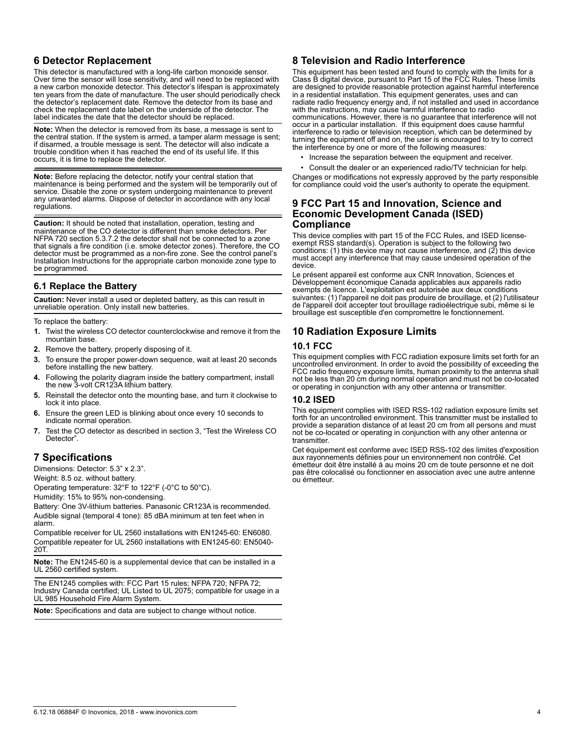## 6 Detector Replacement

This detector is manufactured with a long-life carbon monoxide sensor. Over time the sensor will lose sensitivity, and will need to be replaced with a new carbon monoxide detector. This detector's lifespan is approximately ten years from the date of manufacture. The user should periodically check the detector's replacement date. Remove the detector from its base and check the replacement date label on the underside of the detector. The label indicates the date that the detector should be replaced.

**Note:** When the detector is removed from its base, a message is sent to the central station. If the system is armed, a tamper alarm message is sent; if disarmed, a trouble message is sent. The detector will also indicate a trouble condition when it has reached the end of its useful life. If this occurs, it is time to replace the detector.

**Note:** Before replacing the detector, notify your central station that maintenance is being performed and the system will be temporarily out of service. Disable the zone or system undergoing maintenance to prevent any unwanted alarms. Dispose of detector in accordance with any local regulations.

**Caution:** It should be noted that installation, operation, testing and maintenance of the CO detector is different than smoke detectors. Per NFPA 720 section 5.3.7.2 the detector shall not be connected to a zone that signals a fire condition (i.e. smoke detector zones). Therefore, the CO detector must be programmed as a non-fire zone. See the control panel's Installation Instructions for the appropriate carbon monoxide zone type to be programmed.

### 6.1 Replace the Battery

**Caution:** Never install a used or depleted battery, as this can result in unreliable operation. Only install new batteries.

To replace the battery:

1. Twist the wireless CO detector counterclockwise and remove it from the mountain base.
2. Remove the battery, properly disposing of it.
3. To ensure the proper power-down sequence, wait at least 20 seconds before installing the new battery.
4. Following the polarity diagram inside the battery compartment, install the new 3-volt CR123A lithium battery.
5. Reinstall the detector onto the mounting base, and turn it clockwise to lock it into place.
6. Ensure the green LED is blinking about once every 10 seconds to indicate normal operation.
7. Test the CO detector as described in section 3, "Test the Wireless CO Detector".

## 7 Specifications

Dimensions: Detector: 5.3" x 2.3".

Weight: 8.5 oz. without battery.

Operating temperature: 32°F to 122°F (-0°C to 50°C).

Humidity: 15% to 95% non-condensing.

Battery: One 3V-lithium batteries. Panasonic CR123A is recommended.

Audible signal (temporal 4 tone): 85 dBA minimum at ten feet when in alarm.

Compatible receiver for UL 2560 installations with EN1245-60: EN6080.

Compatible repeater for UL 2560 installations with EN1245-60: EN5040-20T.

**Note:** The EN1245-60 is a supplemental device that can be installed in a UL 2560 certified system.

The EN1245 complies with: FCC Part 15 rules; NFPA 720; NFPA 72; Industry Canada certified; UL Listed to UL 2075; compatible for usage in a UL 985 Household Fire Alarm System.

**Note:** Specifications and data are subject to change without notice.

## 8 Television and Radio Interference

This equipment has been tested and found to comply with the limits for a Class B digital device, pursuant to Part 15 of the FCC Rules. These limits are designed to provide reasonable protection against harmful interference in a residential installation. This equipment generates, uses and can radiate radio frequency energy and, if not installed and used in accordance with the instructions, may cause harmful interference to radio communications. However, there is no guarantee that interference will not occur in a particular installation. If this equipment does cause harmful interference to radio or television reception, which can be determined by turning the equipment off and on, the user is encouraged to try to correct the interference by one or more of the following measures:

- Increase the separation between the equipment and receiver.
- Consult the dealer or an experienced radio/TV technician for help.

Changes or modifications not expressly approved by the party responsible for compliance could void the user's authority to operate the equipment.

## 9 FCC Part 15 and Innovation, Science and Economic Development Canada (ISED) Compliance

This device complies with part 15 of the FCC Rules, and ISED license-exempt RSS standard(s). Operation is subject to the following two conditions: (1) this device may not cause interference, and (2) this device must accept any interference that may cause undesired operation of the device.

Le présent appareil est conforme aux CNR Innovation, Sciences et Développement économique Canada applicables aux appareils radio exempts de licence. L'exploitation est autorisée aux deux conditions suivantes: (1) l'appareil ne doit pas produire de brouillage, et (2) l'utilisateur de l'appareil doit accepter tout brouillage radioélectrique subi, même si le brouillage est susceptible d'en compromettre le fonctionnement.

## 10 Radiation Exposure Limits

### 10.1 FCC

This equipment complies with FCC radiation exposure limits set forth for an uncontrolled environment. In order to avoid the possibility of exceeding the FCC radio frequency exposure limits, human proximity to the antenna shall not be less than 20 cm during normal operation and must not be co-located or operating in conjunction with any other antenna or transmitter.

### 10.2 ISED

This equipment complies with ISED RSS-102 radiation exposure limits set forth for an uncontrolled environment. This transmitter must be installed to provide a separation distance of at least 20 cm from all persons and must not be co-located or operating in conjunction with any other antenna or transmitter.

Cet équipement est conforme avec ISED RSS-102 des limites d'exposition aux rayonnements définies pour un environnement non contrôlé. Cet émetteur doit être installé à au moins 20 cm de toute personne et ne doit pas être colocalisé ou fonctionner en association avec une autre antenne ou émetteur.

6.12.18 06884F © Inovonics, 2018 - www.inovonics.com